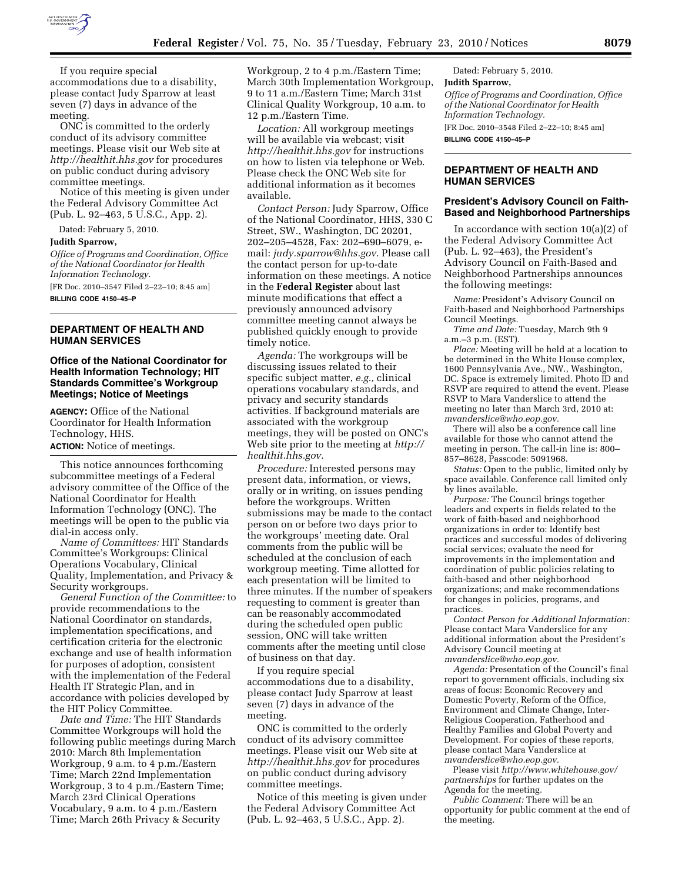If you require special accommodations due to a disability, please contact Judy Sparrow at least seven (7) days in advance of the meeting.

ONC is committed to the orderly conduct of its advisory committee meetings. Please visit our Web site at *http://healthit.hhs.gov* for procedures on public conduct during advisory committee meetings.

Notice of this meeting is given under the Federal Advisory Committee Act (Pub. L. 92–463, 5 U.S.C., App. 2).

Dated: February 5, 2010.

**Judith Sparrow,**

*Office of Programs and Coordination, Office of the National Coordinator for Health Information Technology.*

[FR Doc. 2010–3547 Filed 2–22–10; 8:45 am]

**BILLING CODE 4150–45–P**

## DEPARTMENT OF HEALTH AND HUMAN SERVICES

### Office of the National Coordinator for Health Information Technology; HIT Standards Committee's Workgroup Meetings; Notice of Meetings

**AGENCY:** Office of the National Coordinator for Health Information Technology, HHS.

**ACTION:** Notice of meetings.

This notice announces forthcoming subcommittee meetings of a Federal advisory committee of the Office of the National Coordinator for Health Information Technology (ONC). The meetings will be open to the public via dial-in access only.

*Name of Committees:* HIT Standards Committee's Workgroups: Clinical Operations Vocabulary, Clinical Quality, Implementation, and Privacy & Security workgroups.

*General Function of the Committee:* to provide recommendations to the National Coordinator on standards, implementation specifications, and certification criteria for the electronic exchange and use of health information for purposes of adoption, consistent with the implementation of the Federal Health IT Strategic Plan, and in accordance with policies developed by the HIT Policy Committee.

*Date and Time:* The HIT Standards Committee Workgroups will hold the following public meetings during March 2010: March 8th Implementation Workgroup, 9 a.m. to 4 p.m./Eastern Time; March 22nd Implementation Workgroup, 3 to 4 p.m./Eastern Time; March 23rd Clinical Operations Vocabulary, 9 a.m. to 4 p.m./Eastern Time; March 26th Privacy & Security Workgroup, 2 to 4 p.m./Eastern Time; March 30th Implementation Workgroup, 9 to 11 a.m./Eastern Time; March 31st Clinical Quality Workgroup, 10 a.m. to 12 p.m./Eastern Time.

*Location:* All workgroup meetings will be available via webcast; visit *http://healthit.hhs.gov* for instructions on how to listen via telephone or Web. Please check the ONC Web site for additional information as it becomes available.

*Contact Person:* Judy Sparrow, Office of the National Coordinator, HHS, 330 C Street, SW., Washington, DC 20201, 202–205–4528, Fax: 202–690–6079, e-mail: *judy.sparrow@hhs.gov.* Please call the contact person for up-to-date information on these meetings. A notice in the **Federal Register** about last minute modifications that effect a previously announced advisory committee meeting cannot always be published quickly enough to provide timely notice.

*Agenda:* The workgroups will be discussing issues related to their specific subject matter, *e.g.,* clinical operations vocabulary standards, and privacy and security standards activities. If background materials are associated with the workgroup meetings, they will be posted on ONC's Web site prior to the meeting at *http://healthit.hhs.gov.*

*Procedure:* Interested persons may present data, information, or views, orally or in writing, on issues pending before the workgroups. Written submissions may be made to the contact person on or before two days prior to the workgroups' meeting date. Oral comments from the public will be scheduled at the conclusion of each workgroup meeting. Time allotted for each presentation will be limited to three minutes. If the number of speakers requesting to comment is greater than can be reasonably accommodated during the scheduled open public session, ONC will take written comments after the meeting until close of business on that day.

If you require special accommodations due to a disability, please contact Judy Sparrow at least seven (7) days in advance of the meeting.

ONC is committed to the orderly conduct of its advisory committee meetings. Please visit our Web site at *http://healthit.hhs.gov* for procedures on public conduct during advisory committee meetings.

Notice of this meeting is given under the Federal Advisory Committee Act (Pub. L. 92–463, 5 U.S.C., App. 2).

Dated: February 5, 2010.

**Judith Sparrow,**

*Office of Programs and Coordination, Office of the National Coordinator for Health Information Technology.*

[FR Doc. 2010–3548 Filed 2–22–10; 8:45 am]

**BILLING CODE 4150–45–P**

## DEPARTMENT OF HEALTH AND HUMAN SERVICES

### President's Advisory Council on Faith-Based and Neighborhood Partnerships

In accordance with section 10(a)(2) of the Federal Advisory Committee Act (Pub. L. 92–463), the President's Advisory Council on Faith-Based and Neighborhood Partnerships announces the following meetings:

*Name:* President's Advisory Council on Faith-based and Neighborhood Partnerships Council Meetings.

*Time and Date:* Tuesday, March 9th 9 a.m.–3 p.m. (EST).

*Place:* Meeting will be held at a location to be determined in the White House complex, 1600 Pennsylvania Ave., NW., Washington, DC. Space is extremely limited. Photo ID and RSVP are required to attend the event. Please RSVP to Mara Vanderslice to attend the meeting no later than March 3rd, 2010 at: *mvanderslice@who.eop.gov.*

There will also be a conference call line available for those who cannot attend the meeting in person. The call-in line is: 800–857–8628, Passcode: 5091968.

*Status:* Open to the public, limited only by space available. Conference call limited only by lines available.

*Purpose:* The Council brings together leaders and experts in fields related to the work of faith-based and neighborhood organizations in order to: Identify best practices and successful modes of delivering social services; evaluate the need for improvements in the implementation and coordination of public policies relating to faith-based and other neighborhood organizations; and make recommendations for changes in policies, programs, and practices.

*Contact Person for Additional Information:* Please contact Mara Vanderslice for any additional information about the President's Advisory Council meeting at *mvanderslice@who.eop.gov.*

*Agenda:* Presentation of the Council's final report to government officials, including six areas of focus: Economic Recovery and Domestic Poverty, Reform of the Office, Environment and Climate Change, Inter-Religious Cooperation, Fatherhood and Healthy Families and Global Poverty and Development. For copies of these reports, please contact Mara Vanderslice at *mvanderslice@who.eop.gov.*

Please visit *http://www.whitehouse.gov/partnerships* for further updates on the Agenda for the meeting.

*Public Comment:* There will be an opportunity for public comment at the end of the meeting.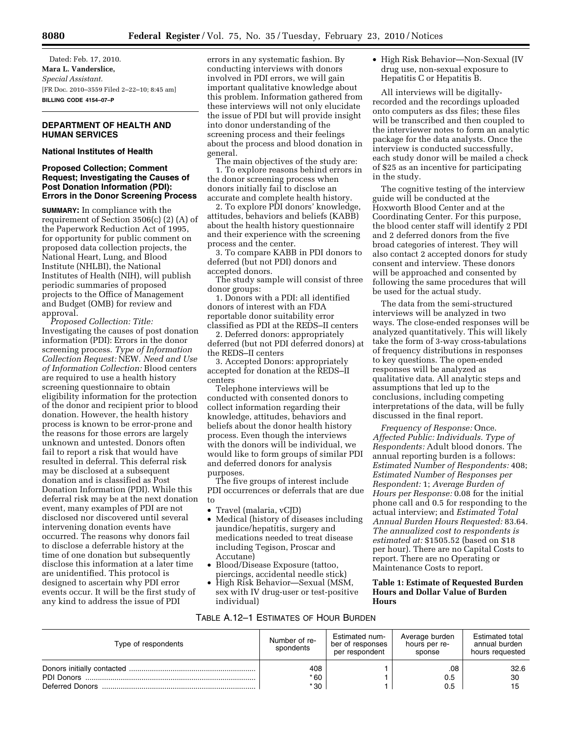Dated: Feb. 17, 2010.

**Mara L. Vanderslice,**

*Special Assistant.*

[FR Doc. 2010–3559 Filed 2–22–10; 8:45 am]

**BILLING CODE 4154–07–P**

## DEPARTMENT OF HEALTH AND HUMAN SERVICES

### National Institutes of Health

### Proposed Collection; Comment Request; Investigating the Causes of Post Donation Information (PDI): Errors in the Donor Screening Process

**SUMMARY:** In compliance with the requirement of Section 3506(c) (2) (A) of the Paperwork Reduction Act of 1995, for opportunity for public comment on proposed data collection projects, the National Heart, Lung, and Blood Institute (NHLBI), the National Institutes of Health (NIH), will publish periodic summaries of proposed projects to the Office of Management and Budget (OMB) for review and approval.

*Proposed Collection: Title:* Investigating the causes of post donation information (PDI): Errors in the donor screening process. *Type of Information Collection Request:* NEW. *Need and Use of Information Collection:* Blood centers are required to use a health history screening questionnaire to obtain eligibility information for the protection of the donor and recipient prior to blood donation. However, the health history process is known to be error-prone and the reasons for those errors are largely unknown and untested. Donors often fail to report a risk that would have resulted in deferral. This deferral risk may be disclosed at a subsequent donation and is classified as Post Donation Information (PDI). While this deferral risk may be at the next donation event, many examples of PDI are not disclosed nor discovered until several intervening donation events have occurred. The reasons why donors fail to disclose a deferrable history at the time of one donation but subsequently disclose this information at a later time are unidentified. This protocol is designed to ascertain why PDI error events occur. It will be the first study of any kind to address the issue of PDI errors in any systematic fashion. By conducting interviews with donors involved in PDI errors, we will gain important qualitative knowledge about this problem. Information gathered from these interviews will not only elucidate the issue of PDI but will provide insight into donor understanding of the screening process and their feelings about the process and blood donation in general.

The main objectives of the study are:

1. To explore reasons behind errors in the donor screening process when donors initially fail to disclose an accurate and complete health history.
2. To explore PDI donors' knowledge, attitudes, behaviors and beliefs (KABB) about the health history questionnaire and their experience with the screening process and the center.
3. To compare KABB in PDI donors to deferred (but not PDI) donors and accepted donors.

The study sample will consist of three donor groups:

1. Donors with a PDI: all identified donors of interest with an FDA reportable donor suitability error classified as PDI at the REDS–II centers
2. Deferred donors: appropriately deferred (but not PDI deferred donors) at the REDS–II centers
3. Accepted Donors: appropriately accepted for donation at the REDS–II centers

Telephone interviews will be conducted with consented donors to collect information regarding their knowledge, attitudes, behaviors and beliefs about the donor health history process. Even though the interviews with the donors will be individual, we would like to form groups of similar PDI and deferred donors for analysis purposes.

The five groups of interest include PDI occurrences or deferrals that are due to

- Travel (malaria, vCJD)
- Medical (history of diseases including jaundice/hepatitis, surgery and medications needed to treat disease including Tegison, Proscar and Accutane)
- Blood/Disease Exposure (tattoo, piercings, accidental needle stick)
- High Risk Behavior—Sexual (MSM, sex with IV drug-user or test-positive individual)
- High Risk Behavior—Non-Sexual (IV drug use, non-sexual exposure to Hepatitis C or Hepatitis B.

All interviews will be digitally-recorded and the recordings uploaded onto computers as dss files; these files will be transcribed and then coupled to the interviewer notes to form an analytic package for the data analysts. Once the interview is conducted successfully, each study donor will be mailed a check of $25 as an incentive for participating in the study.

The cognitive testing of the interview guide will be conducted at the Hoxworth Blood Center and at the Coordinating Center. For this purpose, the blood center staff will identify 2 PDI and 2 deferred donors from the five broad categories of interest. They will also contact 2 accepted donors for study consent and interview. These donors will be approached and consented by following the same procedures that will be used for the actual study.

The data from the semi-structured interviews will be analyzed in two ways. The close-ended responses will be analyzed quantitatively. This will likely take the form of 3-way cross-tabulations of frequency distributions in responses to key questions. The open-ended responses will be analyzed as qualitative data. All analytic steps and assumptions that led up to the conclusions, including competing interpretations of the data, will be fully discussed in the final report.

*Frequency of Response:* Once. *Affected Public: Individuals. Type of Respondents:* Adult blood donors. The annual reporting burden is a follows: *Estimated Number of Respondents:* 408; *Estimated Number of Responses per Respondent:* 1; *Average Burden of Hours per Response:* 0.08 for the initial phone call and 0.5 for responding to the actual interview; and *Estimated Total Annual Burden Hours Requested:* 83.64. *The annualized cost to respondents is estimated at:* $1505.52 (based on $18 per hour). There are no Capital Costs to report. There are no Operating or Maintenance Costs to report.

**Table 1: Estimate of Requested Burden Hours and Dollar Value of Burden Hours**

TABLE A.12–1 ESTIMATES OF HOUR BURDEN

| Type of respondents | Number of respondents | Estimated number of responses per respondent | Average burden hours per response | Estimated total annual burden hours requested |
|---|---|---|---|---|
| Donors initially contacted | 408 | 1 | .08 | 32.6 |
| PDI Donors | *60 | 1 | 0.5 | 30 |
| Deferred Donors | *30 | 1 | 0.5 | 15 |